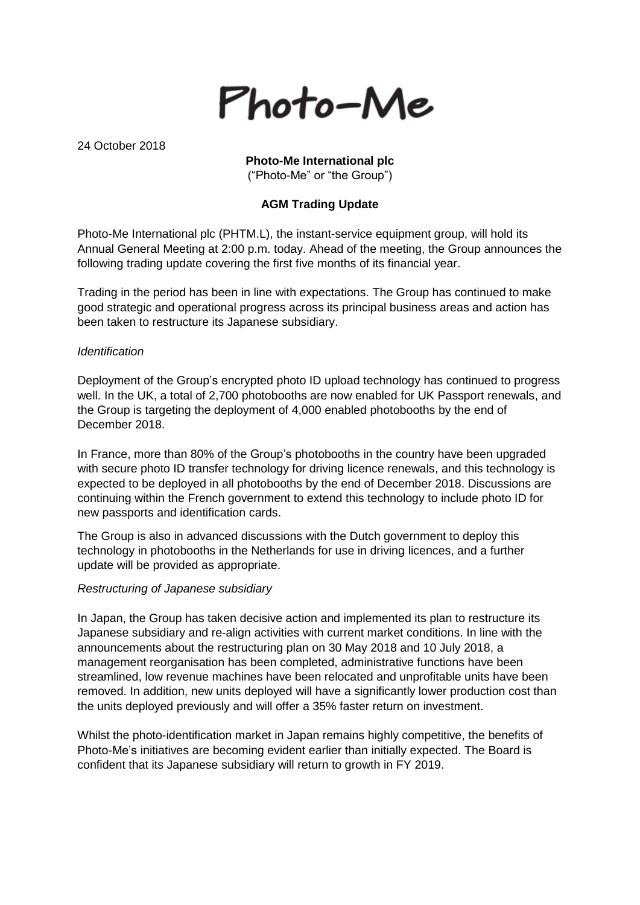# Photo-Me

24 October 2018

**Photo-Me International plc**
("Photo-Me" or "the Group")

## AGM Trading Update

Photo-Me International plc (PHTM.L), the instant-service equipment group, will hold its Annual General Meeting at 2:00 p.m. today. Ahead of the meeting, the Group announces the following trading update covering the first five months of its financial year.

Trading in the period has been in line with expectations. The Group has continued to make good strategic and operational progress across its principal business areas and action has been taken to restructure its Japanese subsidiary.

*Identification*

Deployment of the Group's encrypted photo ID upload technology has continued to progress well. In the UK, a total of 2,700 photobooths are now enabled for UK Passport renewals, and the Group is targeting the deployment of 4,000 enabled photobooths by the end of December 2018.

In France, more than 80% of the Group's photobooths in the country have been upgraded with secure photo ID transfer technology for driving licence renewals, and this technology is expected to be deployed in all photobooths by the end of December 2018. Discussions are continuing within the French government to extend this technology to include photo ID for new passports and identification cards.

The Group is also in advanced discussions with the Dutch government to deploy this technology in photobooths in the Netherlands for use in driving licences, and a further update will be provided as appropriate.

*Restructuring of Japanese subsidiary*

In Japan, the Group has taken decisive action and implemented its plan to restructure its Japanese subsidiary and re-align activities with current market conditions. In line with the announcements about the restructuring plan on 30 May 2018 and 10 July 2018, a management reorganisation has been completed, administrative functions have been streamlined, low revenue machines have been relocated and unprofitable units have been removed. In addition, new units deployed will have a significantly lower production cost than the units deployed previously and will offer a 35% faster return on investment.

Whilst the photo-identification market in Japan remains highly competitive, the benefits of Photo-Me's initiatives are becoming evident earlier than initially expected. The Board is confident that its Japanese subsidiary will return to growth in FY 2019.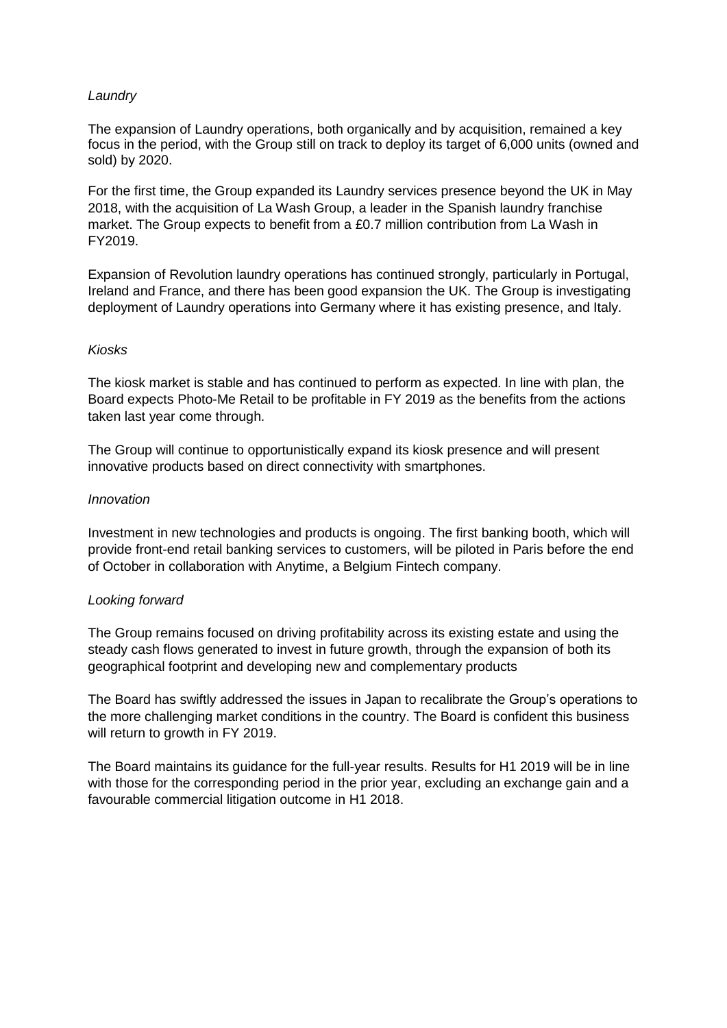*Laundry*

The expansion of Laundry operations, both organically and by acquisition, remained a key focus in the period, with the Group still on track to deploy its target of 6,000 units (owned and sold) by 2020.

For the first time, the Group expanded its Laundry services presence beyond the UK in May 2018, with the acquisition of La Wash Group, a leader in the Spanish laundry franchise market. The Group expects to benefit from a £0.7 million contribution from La Wash in FY2019.

Expansion of Revolution laundry operations has continued strongly, particularly in Portugal, Ireland and France, and there has been good expansion the UK. The Group is investigating deployment of Laundry operations into Germany where it has existing presence, and Italy.

*Kiosks*

The kiosk market is stable and has continued to perform as expected. In line with plan, the Board expects Photo-Me Retail to be profitable in FY 2019 as the benefits from the actions taken last year come through.

The Group will continue to opportunistically expand its kiosk presence and will present innovative products based on direct connectivity with smartphones.

*Innovation*

Investment in new technologies and products is ongoing. The first banking booth, which will provide front-end retail banking services to customers, will be piloted in Paris before the end of October in collaboration with Anytime, a Belgium Fintech company.

*Looking forward*

The Group remains focused on driving profitability across its existing estate and using the steady cash flows generated to invest in future growth, through the expansion of both its geographical footprint and developing new and complementary products

The Board has swiftly addressed the issues in Japan to recalibrate the Group's operations to the more challenging market conditions in the country. The Board is confident this business will return to growth in FY 2019.

The Board maintains its guidance for the full-year results. Results for H1 2019 will be in line with those for the corresponding period in the prior year, excluding an exchange gain and a favourable commercial litigation outcome in H1 2018.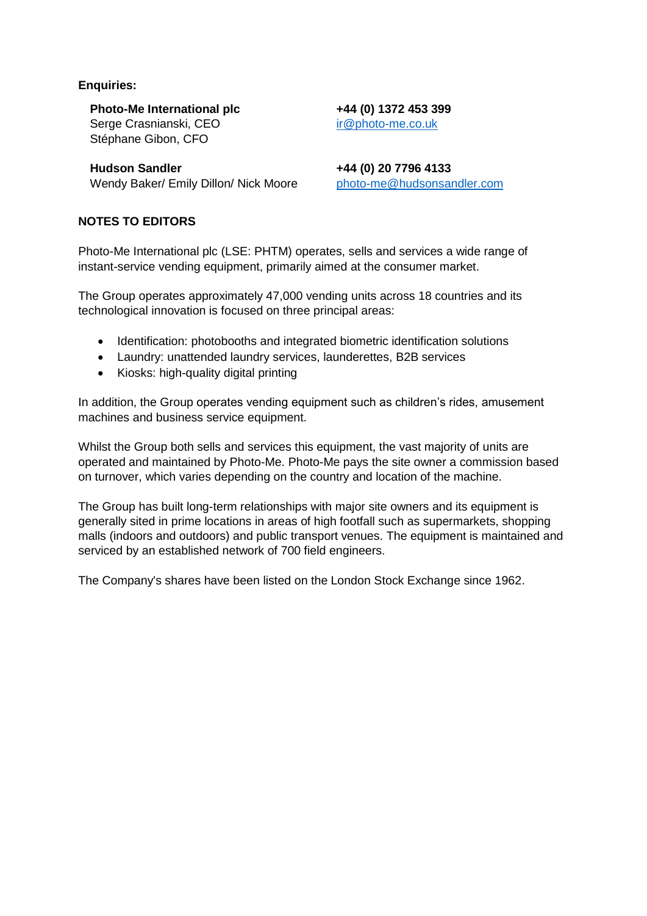**Enquiries:**

| | |
|---|---|
| **Photo-Me International plc**<br>Serge Crasnianski, CEO<br>Stéphane Gibon, CFO | **+44 (0) 1372 453 399**<br>ir@photo-me.co.uk |
| **Hudson Sandler**<br>Wendy Baker/ Emily Dillon/ Nick Moore | **+44 (0) 20 7796 4133**<br>photo-me@hudsonsandler.com |

**NOTES TO EDITORS**

Photo-Me International plc (LSE: PHTM) operates, sells and services a wide range of instant-service vending equipment, primarily aimed at the consumer market.

The Group operates approximately 47,000 vending units across 18 countries and its technological innovation is focused on three principal areas:

- Identification: photobooths and integrated biometric identification solutions
- Laundry: unattended laundry services, launderettes, B2B services
- Kiosks: high-quality digital printing

In addition, the Group operates vending equipment such as children's rides, amusement machines and business service equipment.

Whilst the Group both sells and services this equipment, the vast majority of units are operated and maintained by Photo-Me. Photo-Me pays the site owner a commission based on turnover, which varies depending on the country and location of the machine.

The Group has built long-term relationships with major site owners and its equipment is generally sited in prime locations in areas of high footfall such as supermarkets, shopping malls (indoors and outdoors) and public transport venues. The equipment is maintained and serviced by an established network of 700 field engineers.

The Company's shares have been listed on the London Stock Exchange since 1962.